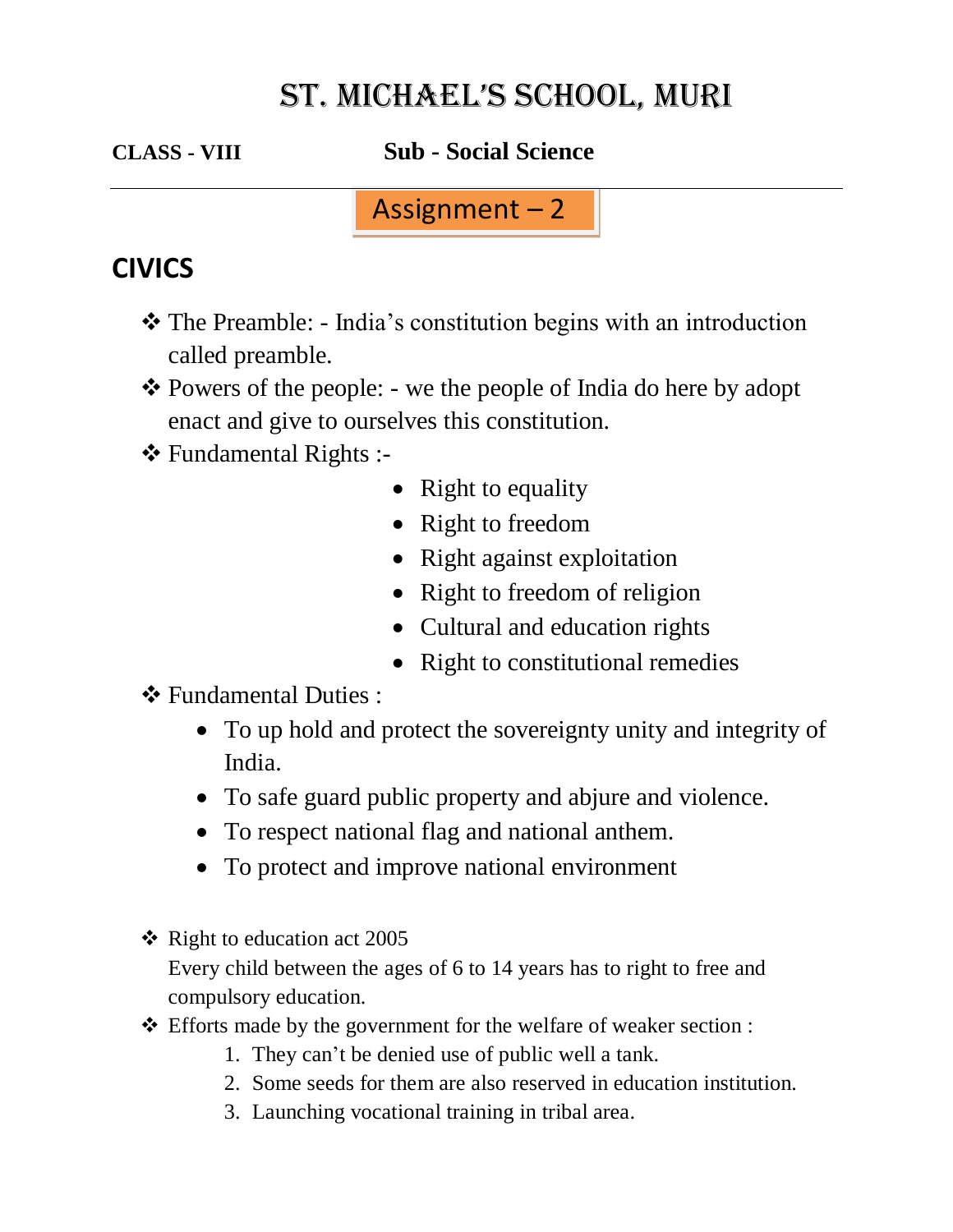# ST. MICHAEL'S SCHOOL, MURI

**CLASS - VIII** **Sub - Social Science**

---

## Assignment – 2

## CIVICS

- The Preamble: - India's constitution begins with an introduction called preamble.
- Powers of the people: - we the people of India do here by adopt enact and give to ourselves this constitution.
- Fundamental Rights :-
  - Right to equality
  - Right to freedom
  - Right against exploitation
  - Right to freedom of religion
  - Cultural and education rights
  - Right to constitutional remedies
- Fundamental Duties :
  - To up hold and protect the sovereignty unity and integrity of India.
  - To safe guard public property and abjure and violence.
  - To respect national flag and national anthem.
  - To protect and improve national environment
- Right to education act 2005
  Every child between the ages of 6 to 14 years has to right to free and compulsory education.
- Efforts made by the government for the welfare of weaker section :
  1. They can't be denied use of public well a tank.
  2. Some seeds for them are also reserved in education institution.
  3. Launching vocational training in tribal area.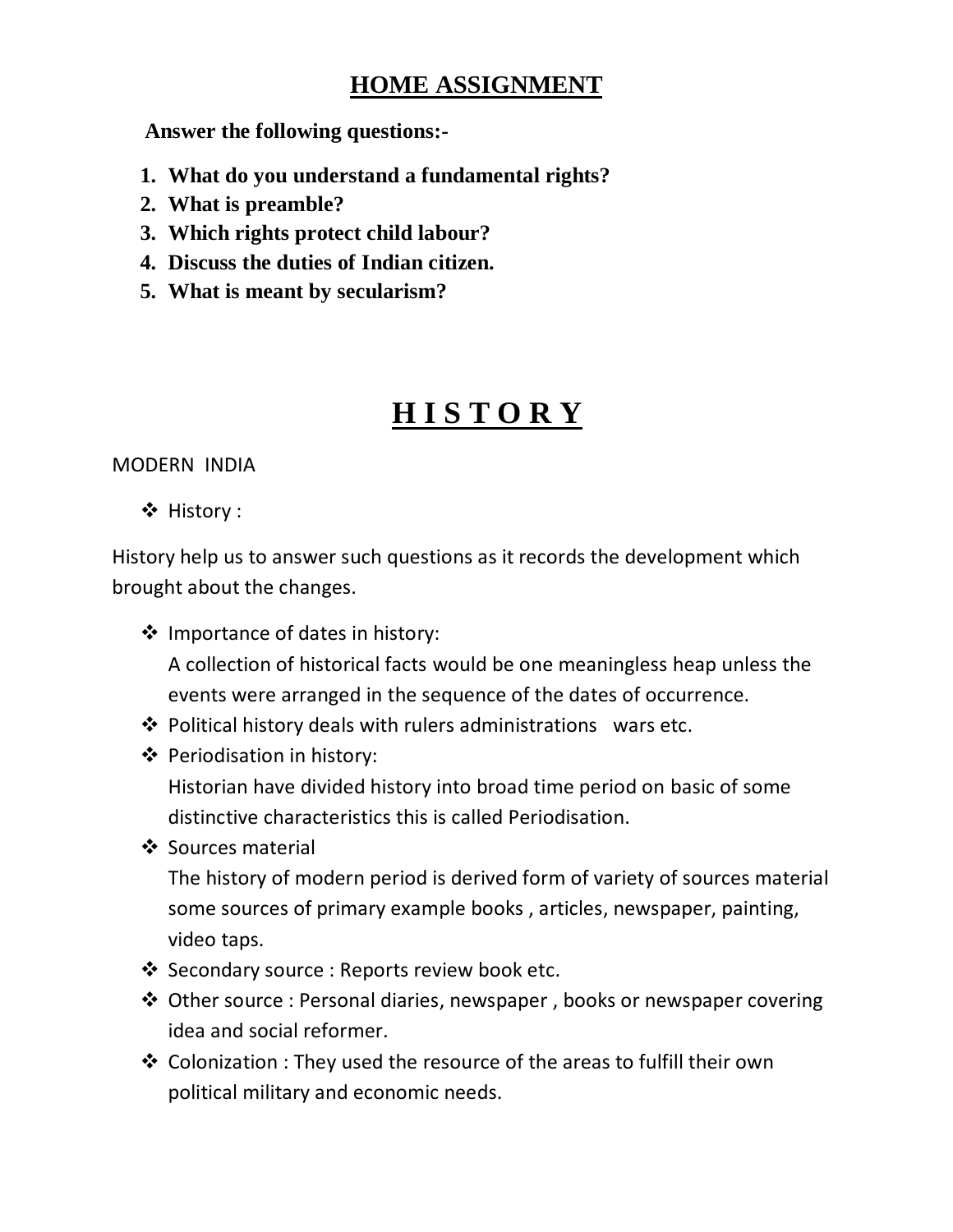## HOME ASSIGNMENT

**Answer the following questions:-**

1. **What do you understand a fundamental rights?**
2. **What is preamble?**
3. **Which rights protect child labour?**
4. **Discuss the duties of Indian citizen.**
5. **What is meant by secularism?**

# H I S T O R Y

MODERN INDIA

- History :

History help us to answer such questions as it records the development which brought about the changes.

- Importance of dates in history:
  A collection of historical facts would be one meaningless heap unless the events were arranged in the sequence of the dates of occurrence.
- Political history deals with rulers administrations wars etc.
- Periodisation in history:
  Historian have divided history into broad time period on basic of some distinctive characteristics this is called Periodisation.
- Sources material
  The history of modern period is derived form of variety of sources material some sources of primary example books , articles, newspaper, painting, video taps.
- Secondary source : Reports review book etc.
- Other source : Personal diaries, newspaper , books or newspaper covering idea and social reformer.
- Colonization : They used the resource of the areas to fulfill their own political military and economic needs.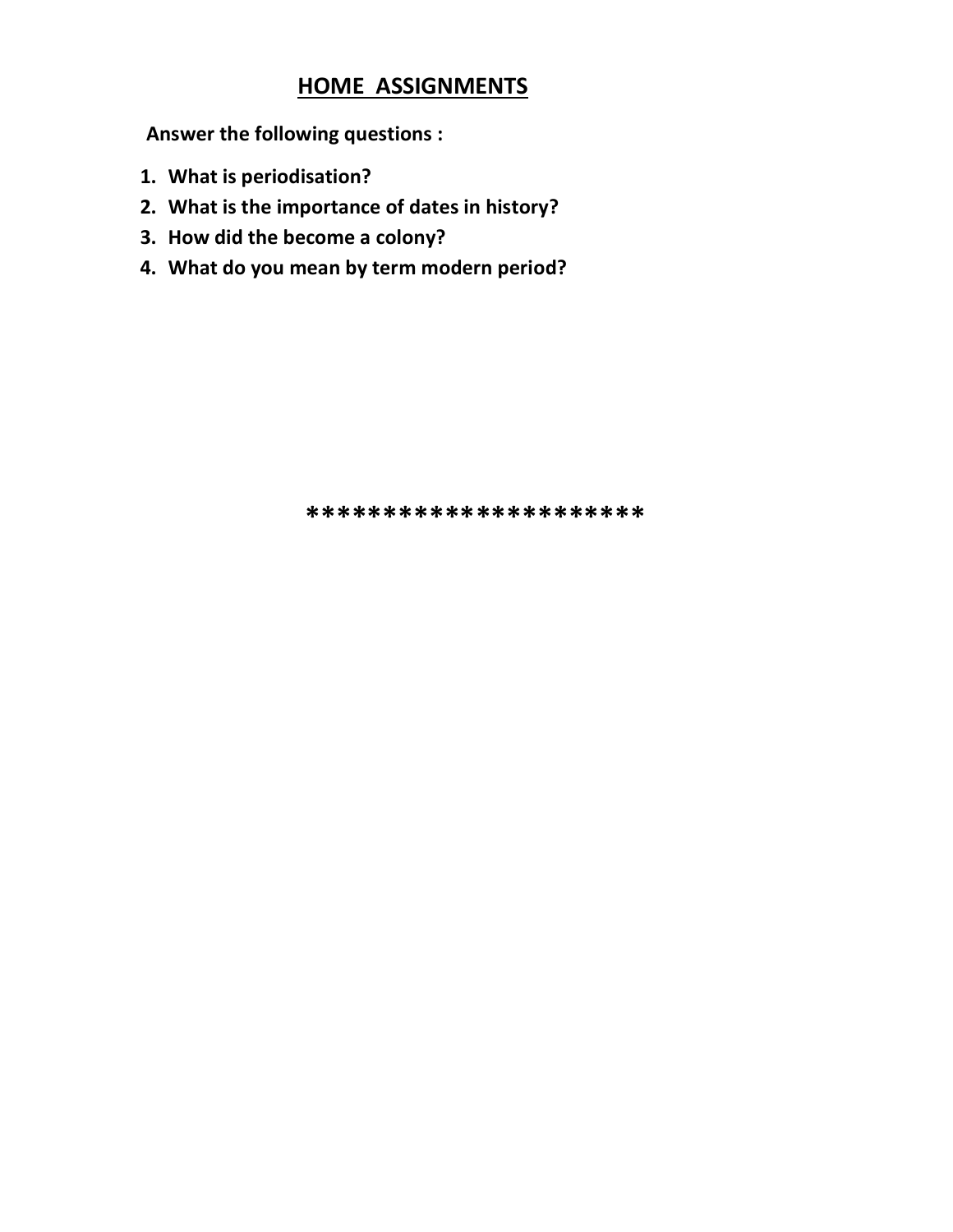## HOME ASSIGNMENTS

**Answer the following questions :**

1. **What is periodisation?**
2. **What is the importance of dates in history?**
3. **How did the become a colony?**
4. **What do you mean by term modern period?**

**********************